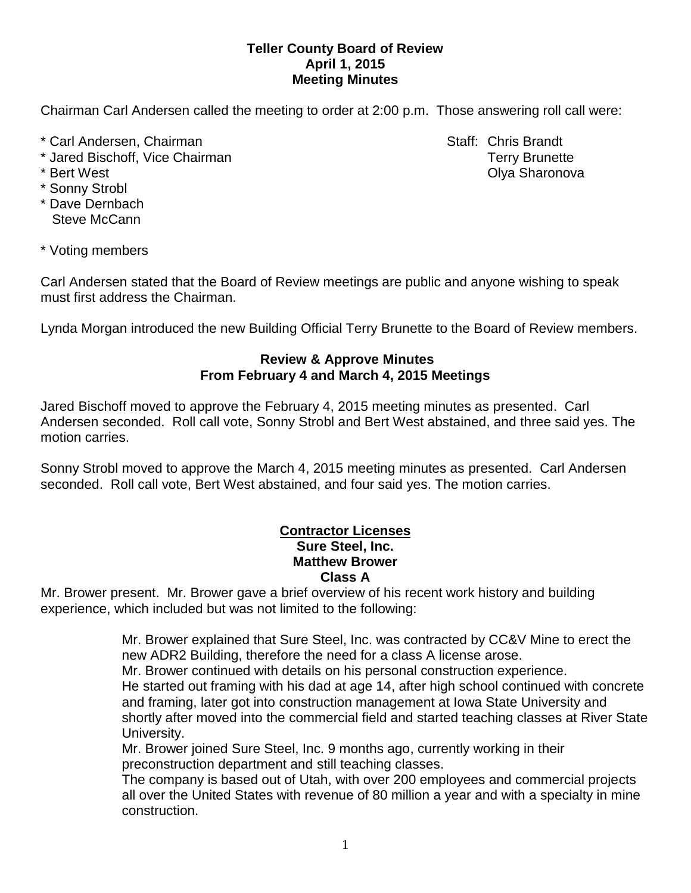**Teller County Board of Review**
**April 1, 2015**
**Meeting Minutes**

Chairman Carl Andersen called the meeting to order at 2:00 p.m. Those answering roll call were:

\* Carl Andersen, Chairman
\* Jared Bischoff, Vice Chairman
\* Bert West
\* Sonny Strobl
\* Dave Dernbach
Steve McCann

Staff: Chris Brandt
Terry Brunette
Olya Sharonova

\* Voting members

Carl Andersen stated that the Board of Review meetings are public and anyone wishing to speak must first address the Chairman.

Lynda Morgan introduced the new Building Official Terry Brunette to the Board of Review members.

**Review & Approve Minutes**
**From February 4 and March 4, 2015 Meetings**

Jared Bischoff moved to approve the February 4, 2015 meeting minutes as presented. Carl Andersen seconded. Roll call vote, Sonny Strobl and Bert West abstained, and three said yes. The motion carries.

Sonny Strobl moved to approve the March 4, 2015 meeting minutes as presented. Carl Andersen seconded. Roll call vote, Bert West abstained, and four said yes. The motion carries.

**Contractor Licenses**
**Sure Steel, Inc.**
**Matthew Brower**
**Class A**

Mr. Brower present. Mr. Brower gave a brief overview of his recent work history and building experience, which included but was not limited to the following:

> Mr. Brower explained that Sure Steel, Inc. was contracted by CC&V Mine to erect the new ADR2 Building, therefore the need for a class A license arose.
> Mr. Brower continued with details on his personal construction experience.
> He started out framing with his dad at age 14, after high school continued with concrete and framing, later got into construction management at Iowa State University and shortly after moved into the commercial field and started teaching classes at River State University.
> Mr. Brower joined Sure Steel, Inc. 9 months ago, currently working in their preconstruction department and still teaching classes.
> The company is based out of Utah, with over 200 employees and commercial projects all over the United States with revenue of 80 million a year and with a specialty in mine construction.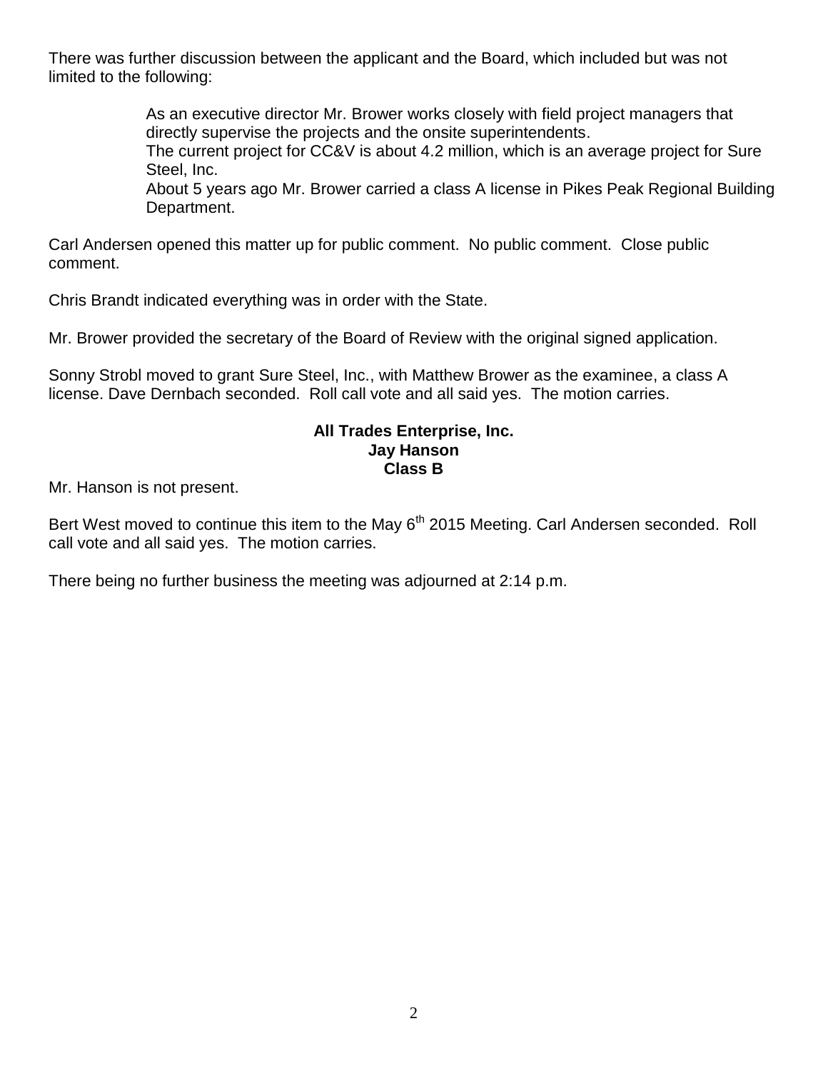There was further discussion between the applicant and the Board, which included but was not limited to the following:

> As an executive director Mr. Brower works closely with field project managers that directly supervise the projects and the onsite superintendents.
> The current project for CC&V is about 4.2 million, which is an average project for Sure Steel, Inc.
> About 5 years ago Mr. Brower carried a class A license in Pikes Peak Regional Building Department.

Carl Andersen opened this matter up for public comment. No public comment. Close public comment.

Chris Brandt indicated everything was in order with the State.

Mr. Brower provided the secretary of the Board of Review with the original signed application.

Sonny Strobl moved to grant Sure Steel, Inc., with Matthew Brower as the examinee, a class A license. Dave Dernbach seconded. Roll call vote and all said yes. The motion carries.

**All Trades Enterprise, Inc.**
**Jay Hanson**
**Class B**

Mr. Hanson is not present.

Bert West moved to continue this item to the May 6th 2015 Meeting. Carl Andersen seconded. Roll call vote and all said yes. The motion carries.

There being no further business the meeting was adjourned at 2:14 p.m.